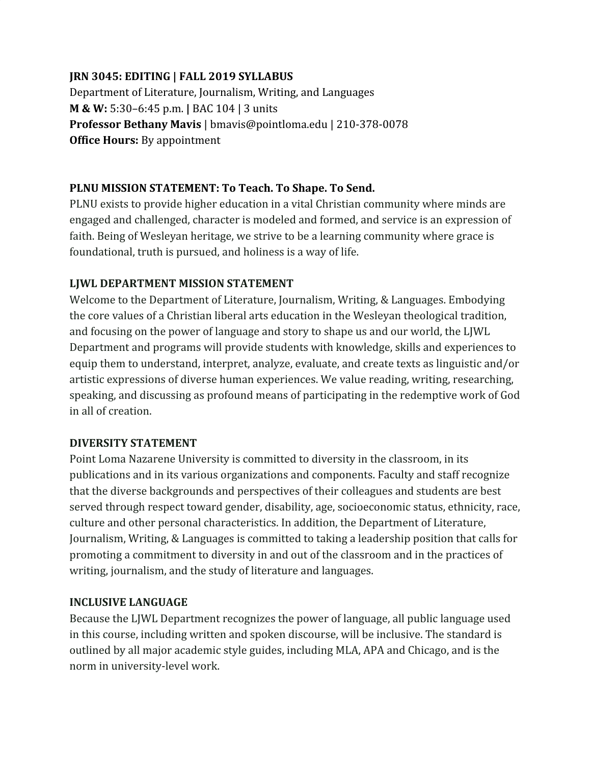**JRN 3045: EDITING | FALL 2019 SYLLABUS**
Department of Literature, Journalism, Writing, and Languages
**M & W:** 5:30–6:45 p.m. **|** BAC 104 | 3 units
**Professor Bethany Mavis** | bmavis@pointloma.edu | 210-378-0078
**Office Hours:** By appointment

## PLNU MISSION STATEMENT: To Teach. To Shape. To Send.

PLNU exists to provide higher education in a vital Christian community where minds are engaged and challenged, character is modeled and formed, and service is an expression of faith. Being of Wesleyan heritage, we strive to be a learning community where grace is foundational, truth is pursued, and holiness is a way of life.

## LJWL DEPARTMENT MISSION STATEMENT

Welcome to the Department of Literature, Journalism, Writing, & Languages. Embodying the core values of a Christian liberal arts education in the Wesleyan theological tradition, and focusing on the power of language and story to shape us and our world, the LJWL Department and programs will provide students with knowledge, skills and experiences to equip them to understand, interpret, analyze, evaluate, and create texts as linguistic and/or artistic expressions of diverse human experiences. We value reading, writing, researching, speaking, and discussing as profound means of participating in the redemptive work of God in all of creation.

## DIVERSITY STATEMENT

Point Loma Nazarene University is committed to diversity in the classroom, in its publications and in its various organizations and components. Faculty and staff recognize that the diverse backgrounds and perspectives of their colleagues and students are best served through respect toward gender, disability, age, socioeconomic status, ethnicity, race, culture and other personal characteristics. In addition, the Department of Literature, Journalism, Writing, & Languages is committed to taking a leadership position that calls for promoting a commitment to diversity in and out of the classroom and in the practices of writing, journalism, and the study of literature and languages.

## INCLUSIVE LANGUAGE

Because the LJWL Department recognizes the power of language, all public language used in this course, including written and spoken discourse, will be inclusive. The standard is outlined by all major academic style guides, including MLA, APA and Chicago, and is the norm in university-level work.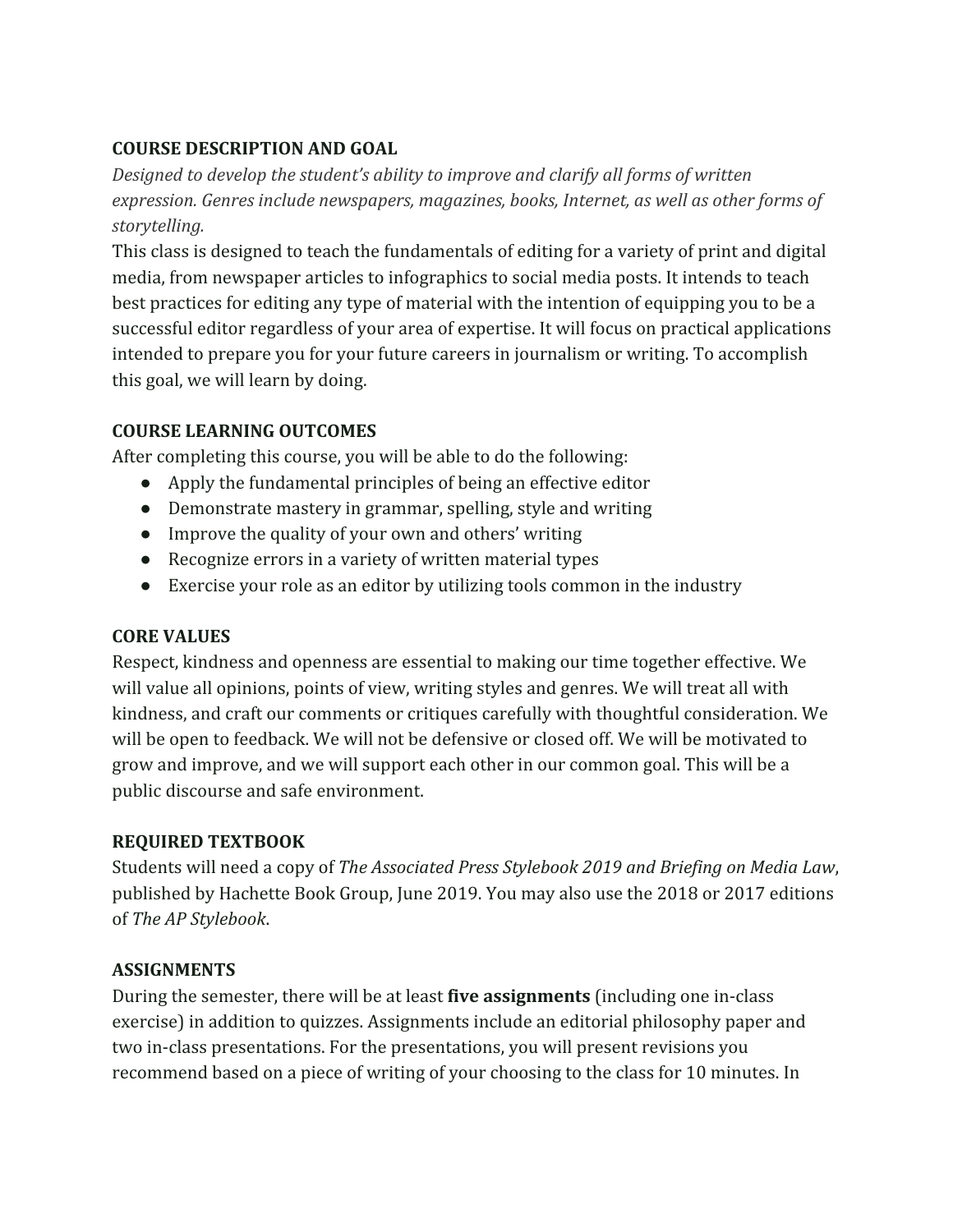## COURSE DESCRIPTION AND GOAL

*Designed to develop the student's ability to improve and clarify all forms of written expression. Genres include newspapers, magazines, books, Internet, as well as other forms of storytelling.*

This class is designed to teach the fundamentals of editing for a variety of print and digital media, from newspaper articles to infographics to social media posts. It intends to teach best practices for editing any type of material with the intention of equipping you to be a successful editor regardless of your area of expertise. It will focus on practical applications intended to prepare you for your future careers in journalism or writing. To accomplish this goal, we will learn by doing.

## COURSE LEARNING OUTCOMES

After completing this course, you will be able to do the following:

- Apply the fundamental principles of being an effective editor
- Demonstrate mastery in grammar, spelling, style and writing
- Improve the quality of your own and others' writing
- Recognize errors in a variety of written material types
- Exercise your role as an editor by utilizing tools common in the industry

## CORE VALUES

Respect, kindness and openness are essential to making our time together effective. We will value all opinions, points of view, writing styles and genres. We will treat all with kindness, and craft our comments or critiques carefully with thoughtful consideration. We will be open to feedback. We will not be defensive or closed off. We will be motivated to grow and improve, and we will support each other in our common goal. This will be a public discourse and safe environment.

## REQUIRED TEXTBOOK

Students will need a copy of *The Associated Press Stylebook 2019 and Briefing on Media Law*, published by Hachette Book Group, June 2019. You may also use the 2018 or 2017 editions of *The AP Stylebook*.

## ASSIGNMENTS

During the semester, there will be at least **five assignments** (including one in-class exercise) in addition to quizzes. Assignments include an editorial philosophy paper and two in-class presentations. For the presentations, you will present revisions you recommend based on a piece of writing of your choosing to the class for 10 minutes. In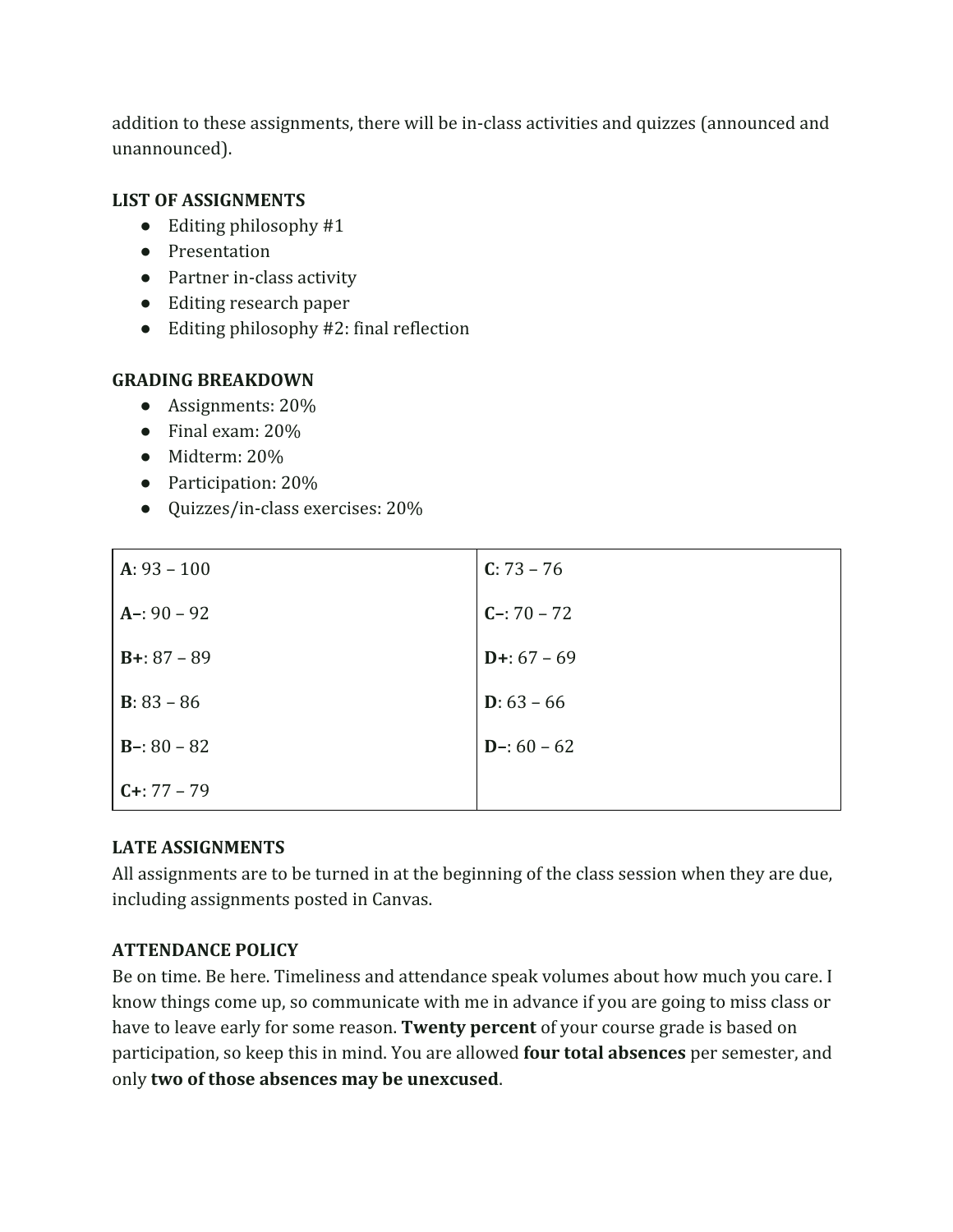addition to these assignments, there will be in-class activities and quizzes (announced and unannounced).

**LIST OF ASSIGNMENTS**

- Editing philosophy #1
- Presentation
- Partner in-class activity
- Editing research paper
- Editing philosophy #2: final reflection

**GRADING BREAKDOWN**

- Assignments: 20%
- Final exam: 20%
- Midterm: 20%
- Participation: 20%
- Quizzes/in-class exercises: 20%

| | |
|---|---|
| **A**: 93 – 100 | **C**: 73 – 76 |
| **A–**: 90 – 92 | **C–**: 70 – 72 |
| **B+**: 87 – 89 | **D+**: 67 – 69 |
| **B**: 83 – 86 | **D**: 63 – 66 |
| **B–**: 80 – 82 | **D–**: 60 – 62 |
| **C+**: 77 – 79 | |

**LATE ASSIGNMENTS**

All assignments are to be turned in at the beginning of the class session when they are due, including assignments posted in Canvas.

**ATTENDANCE POLICY**

Be on time. Be here. Timeliness and attendance speak volumes about how much you care. I know things come up, so communicate with me in advance if you are going to miss class or have to leave early for some reason. **Twenty percent** of your course grade is based on participation, so keep this in mind. You are allowed **four total absences** per semester, and only **two of those absences may be unexcused**.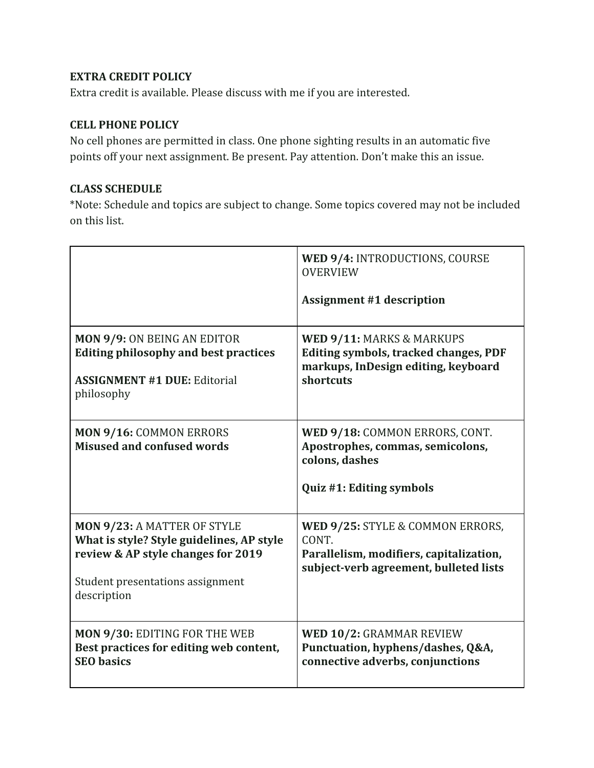**EXTRA CREDIT POLICY**
Extra credit is available. Please discuss with me if you are interested.

**CELL PHONE POLICY**
No cell phones are permitted in class. One phone sighting results in an automatic five points off your next assignment. Be present. Pay attention. Don't make this an issue.

**CLASS SCHEDULE**
*Note: Schedule and topics are subject to change. Some topics covered may not be included on this list.

| | |
|---|---|
| | **WED 9/4:** INTRODUCTIONS, COURSE OVERVIEW<br><br>**Assignment #1 description** |
| **MON 9/9:** ON BEING AN EDITOR<br>**Editing philosophy and best practices**<br><br>**ASSIGNMENT #1 DUE:** Editorial philosophy | **WED 9/11:** MARKS & MARKUPS<br>**Editing symbols, tracked changes, PDF markups, InDesign editing, keyboard shortcuts** |
| **MON 9/16:** COMMON ERRORS<br>**Misused and confused words** | **WED 9/18:** COMMON ERRORS, CONT.<br>**Apostrophes, commas, semicolons, colons, dashes**<br><br>**Quiz #1: Editing symbols** |
| **MON 9/23:** A MATTER OF STYLE<br>**What is style? Style guidelines, AP style review & AP style changes for 2019**<br><br>Student presentations assignment description | **WED 9/25:** STYLE & COMMON ERRORS, CONT.<br>**Parallelism, modifiers, capitalization, subject-verb agreement, bulleted lists** |
| **MON 9/30:** EDITING FOR THE WEB<br>**Best practices for editing web content, SEO basics** | **WED 10/2:** GRAMMAR REVIEW<br>**Punctuation, hyphens/dashes, Q&A, connective adverbs, conjunctions** |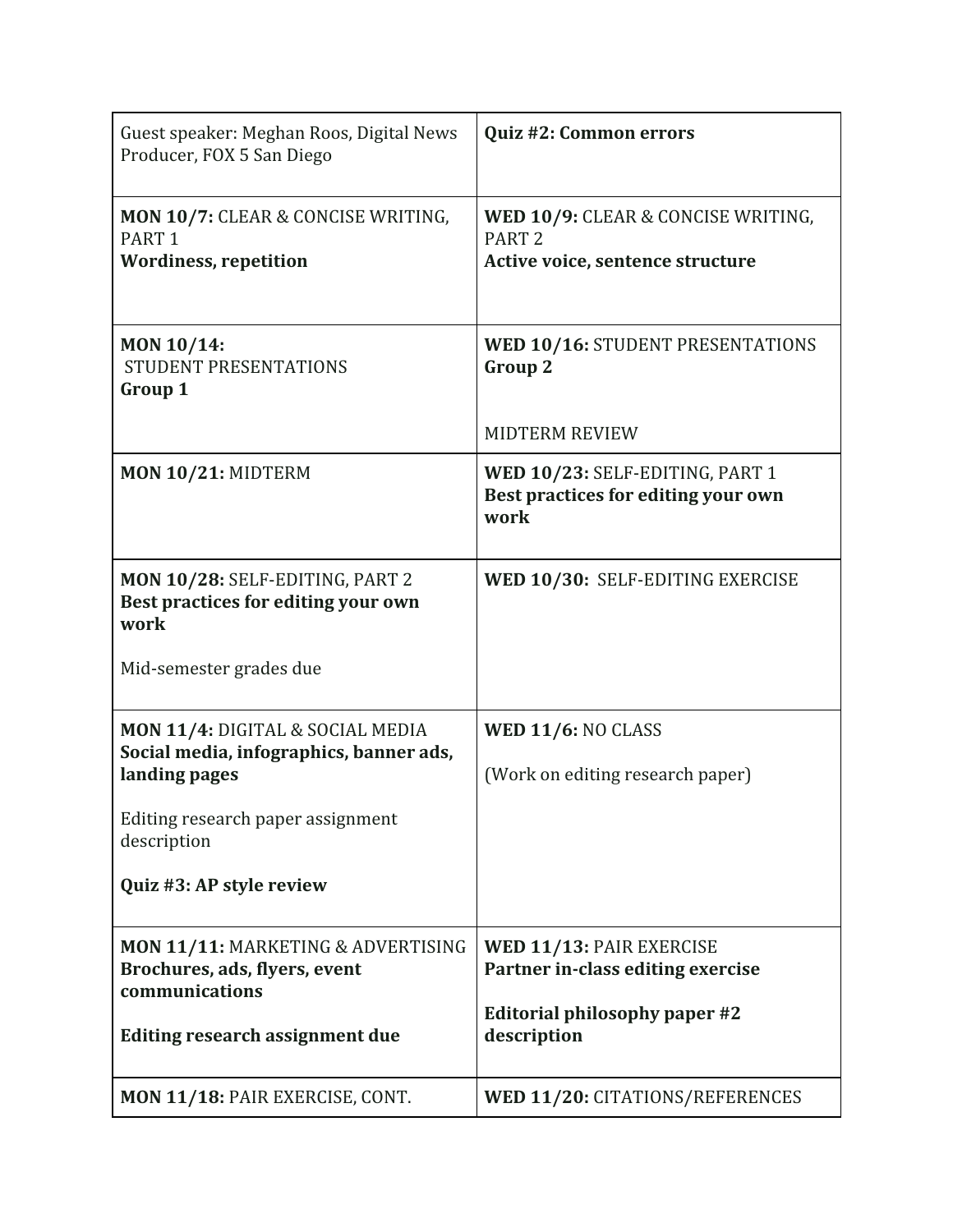| | |
|---|---|
| Guest speaker: Meghan Roos, Digital News Producer, FOX 5 San Diego | **Quiz #2: Common errors** |
| **MON 10/7:** CLEAR & CONCISE WRITING, PART 1<br>**Wordiness, repetition** | **WED 10/9:** CLEAR & CONCISE WRITING, PART 2<br>**Active voice, sentence structure** |
| **MON 10/14:**<br>STUDENT PRESENTATIONS<br>**Group 1** | **WED 10/16:** STUDENT PRESENTATIONS<br>**Group 2**<br><br>MIDTERM REVIEW |
| **MON 10/21:** MIDTERM | **WED 10/23:** SELF-EDITING, PART 1<br>**Best practices for editing your own work** |
| **MON 10/28:** SELF-EDITING, PART 2<br>**Best practices for editing your own work**<br><br>Mid-semester grades due | **WED 10/30:** SELF-EDITING EXERCISE |
| **MON 11/4:** DIGITAL & SOCIAL MEDIA<br>**Social media, infographics, banner ads, landing pages**<br><br>Editing research paper assignment description<br><br>**Quiz #3: AP style review** | **WED 11/6:** NO CLASS<br><br>(Work on editing research paper) |
| **MON 11/11:** MARKETING & ADVERTISING<br>**Brochures, ads, flyers, event communications**<br><br>**Editing research assignment due** | **WED 11/13:** PAIR EXERCISE<br>**Partner in-class editing exercise**<br><br>**Editorial philosophy paper #2 description** |
| **MON 11/18:** PAIR EXERCISE, CONT. | **WED 11/20:** CITATIONS/REFERENCES |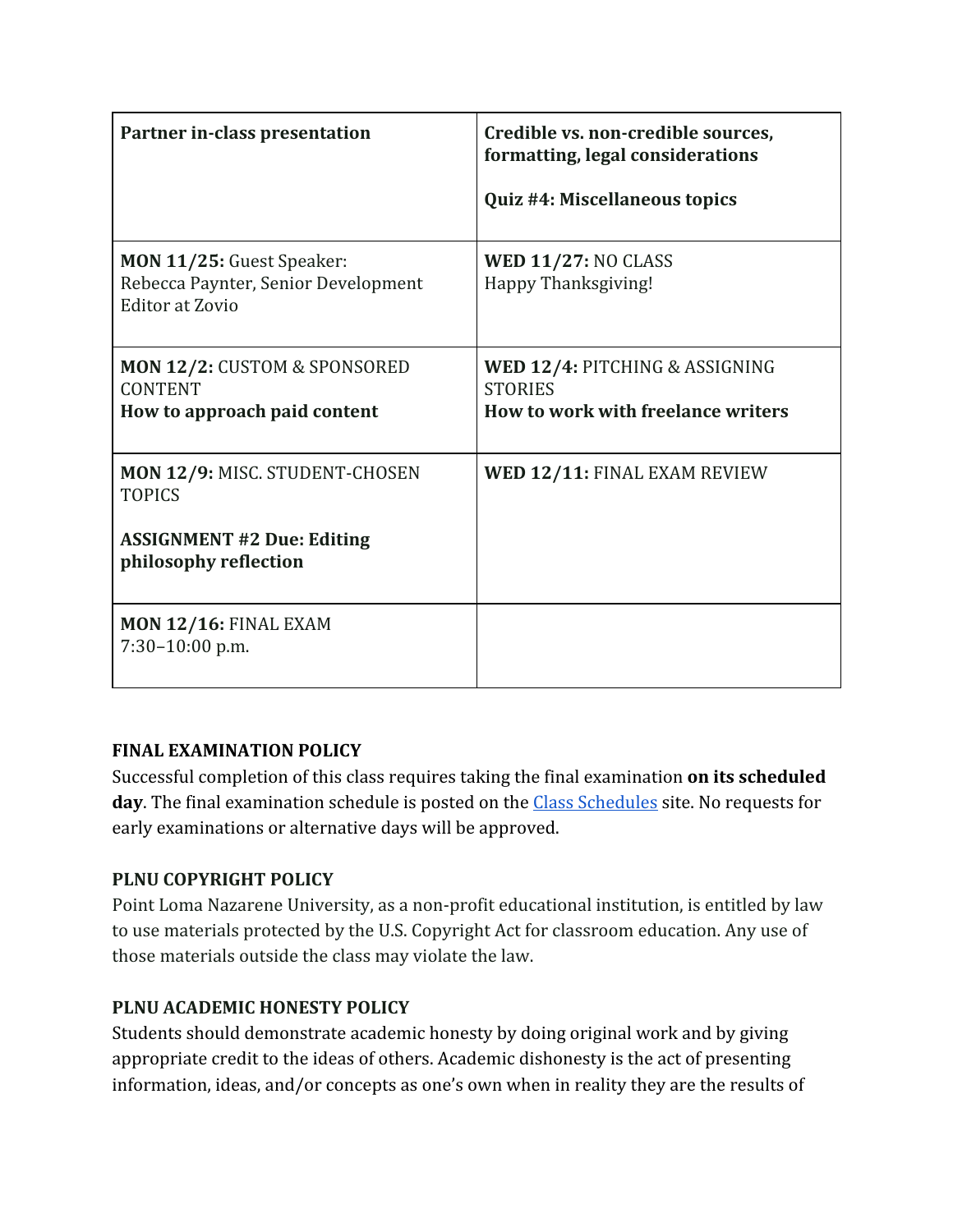| **Partner in-class presentation** | **Credible vs. non-credible sources, formatting, legal considerations**<br><br>**Quiz #4: Miscellaneous topics** |
|---|---|
| **MON 11/25:** Guest Speaker: Rebecca Paynter, Senior Development Editor at Zovio | **WED 11/27:** NO CLASS<br>Happy Thanksgiving! |
| **MON 12/2:** CUSTOM & SPONSORED CONTENT<br>**How to approach paid content** | **WED 12/4:** PITCHING & ASSIGNING STORIES<br>**How to work with freelance writers** |
| **MON 12/9:** MISC. STUDENT-CHOSEN TOPICS<br><br>**ASSIGNMENT #2 Due: Editing philosophy reflection** | **WED 12/11:** FINAL EXAM REVIEW |
| **MON 12/16:** FINAL EXAM<br>7:30–10:00 p.m. | |

**FINAL EXAMINATION POLICY**
Successful completion of this class requires taking the final examination **on its scheduled day**. The final examination schedule is posted on the Class Schedules site. No requests for early examinations or alternative days will be approved.

**PLNU COPYRIGHT POLICY**
Point Loma Nazarene University, as a non-profit educational institution, is entitled by law to use materials protected by the U.S. Copyright Act for classroom education. Any use of those materials outside the class may violate the law.

**PLNU ACADEMIC HONESTY POLICY**
Students should demonstrate academic honesty by doing original work and by giving appropriate credit to the ideas of others. Academic dishonesty is the act of presenting information, ideas, and/or concepts as one's own when in reality they are the results of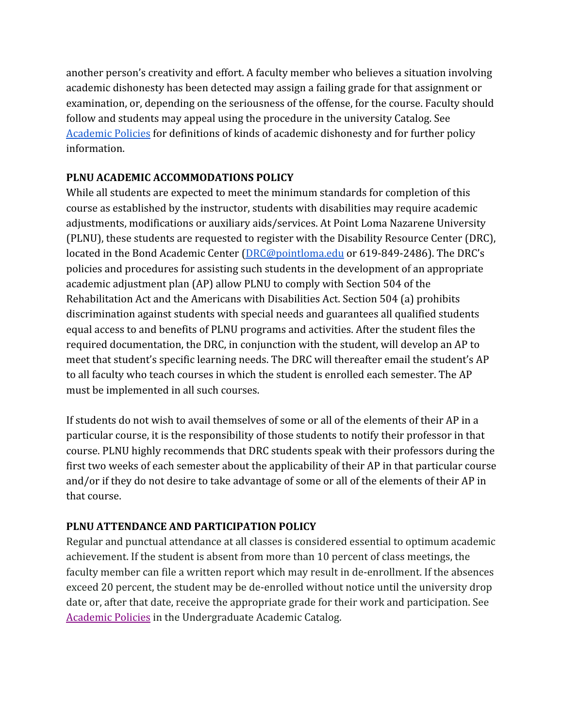another person's creativity and effort. A faculty member who believes a situation involving academic dishonesty has been detected may assign a failing grade for that assignment or examination, or, depending on the seriousness of the offense, for the course. Faculty should follow and students may appeal using the procedure in the university Catalog. See [Academic Policies](#) for definitions of kinds of academic dishonesty and for further policy information.

**PLNU ACADEMIC ACCOMMODATIONS POLICY**

While all students are expected to meet the minimum standards for completion of this course as established by the instructor, students with disabilities may require academic adjustments, modifications or auxiliary aids/services. At Point Loma Nazarene University (PLNU), these students are requested to register with the Disability Resource Center (DRC), located in the Bond Academic Center (DRC@pointloma.edu or 619-849-2486). The DRC's policies and procedures for assisting such students in the development of an appropriate academic adjustment plan (AP) allow PLNU to comply with Section 504 of the Rehabilitation Act and the Americans with Disabilities Act. Section 504 (a) prohibits discrimination against students with special needs and guarantees all qualified students equal access to and benefits of PLNU programs and activities. After the student files the required documentation, the DRC, in conjunction with the student, will develop an AP to meet that student's specific learning needs. The DRC will thereafter email the student's AP to all faculty who teach courses in which the student is enrolled each semester. The AP must be implemented in all such courses.

If students do not wish to avail themselves of some or all of the elements of their AP in a particular course, it is the responsibility of those students to notify their professor in that course. PLNU highly recommends that DRC students speak with their professors during the first two weeks of each semester about the applicability of their AP in that particular course and/or if they do not desire to take advantage of some or all of the elements of their AP in that course.

**PLNU ATTENDANCE AND PARTICIPATION POLICY**

Regular and punctual attendance at all classes is considered essential to optimum academic achievement. If the student is absent from more than 10 percent of class meetings, the faculty member can file a written report which may result in de-enrollment. If the absences exceed 20 percent, the student may be de-enrolled without notice until the university drop date or, after that date, receive the appropriate grade for their work and participation. See [Academic Policies](#) in the Undergraduate Academic Catalog.